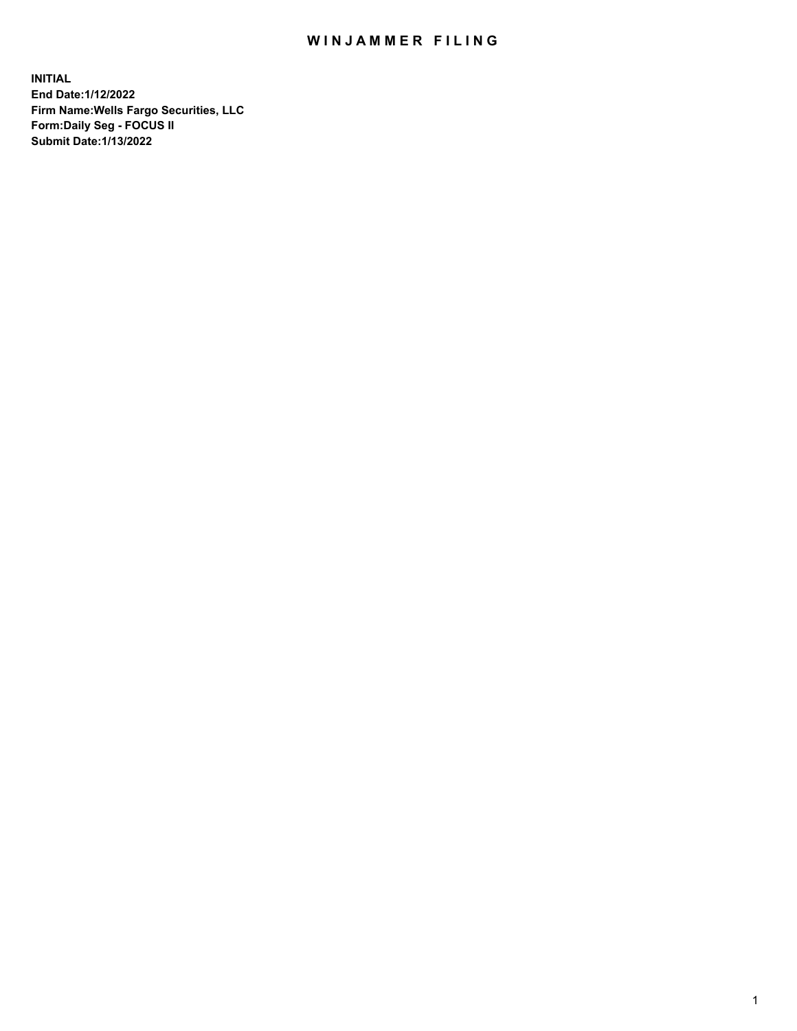# WINJAMMER FILING

**INITIAL**
**End Date:1/12/2022**
**Firm Name:Wells Fargo Securities, LLC**
**Form:Daily Seg - FOCUS II**
**Submit Date:1/13/2022**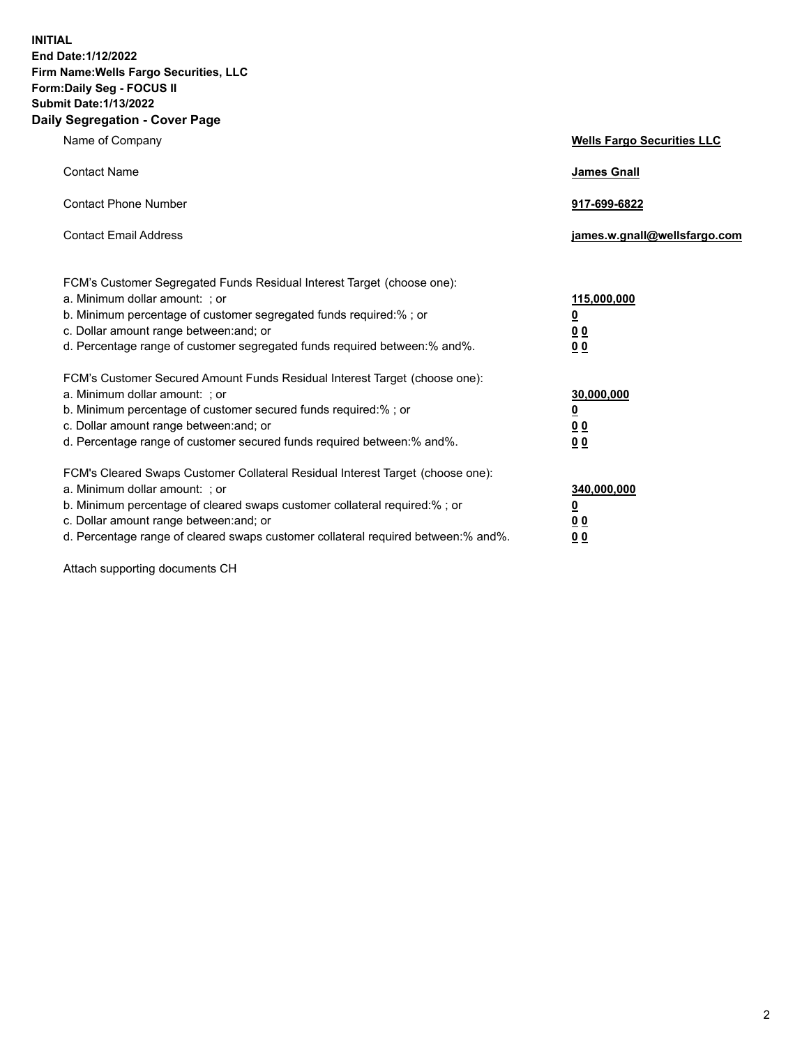**INITIAL**
**End Date:1/12/2022**
**Firm Name:Wells Fargo Securities, LLC**
**Form:Daily Seg - FOCUS II**
**Submit Date:1/13/2022**

## Daily Segregation - Cover Page

| | |
|---|---|
| Name of Company | **Wells Fargo Securities LLC** |
| Contact Name | **James Gnall** |
| Contact Phone Number | **917-699-6822** |
| Contact Email Address | **james.w.gnall@wellsfargo.com** |

| | |
|---|---|
| FCM's Customer Segregated Funds Residual Interest Target (choose one): | |
| a. Minimum dollar amount: ; or | **115,000,000** |
| b. Minimum percentage of customer segregated funds required:% ; or | **0** |
| c. Dollar amount range between:and; or | **0 0** |
| d. Percentage range of customer segregated funds required between:% and%. | **0 0** |
| FCM's Customer Secured Amount Funds Residual Interest Target (choose one): | |
| a. Minimum dollar amount: ; or | **30,000,000** |
| b. Minimum percentage of customer secured funds required:% ; or | **0** |
| c. Dollar amount range between:and; or | **0 0** |
| d. Percentage range of customer secured funds required between:% and%. | **0 0** |
| FCM's Cleared Swaps Customer Collateral Residual Interest Target (choose one): | |
| a. Minimum dollar amount: ; or | **340,000,000** |
| b. Minimum percentage of cleared swaps customer collateral required:% ; or | **0** |
| c. Dollar amount range between:and; or | **0 0** |
| d. Percentage range of cleared swaps customer collateral required between:% and%. | **0 0** |

Attach supporting documents CH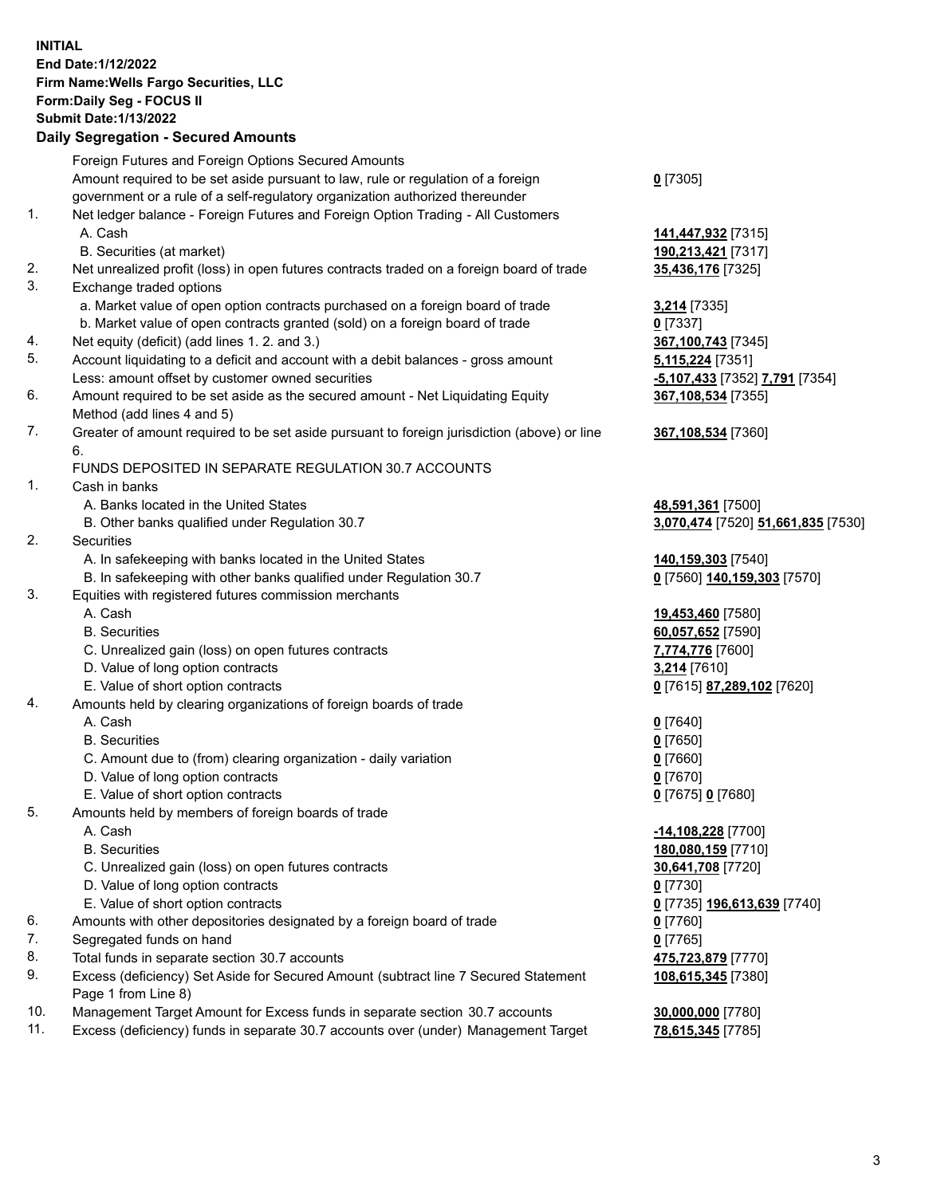**INITIAL**
**End Date:1/12/2022**
**Firm Name:Wells Fargo Securities, LLC**
**Form:Daily Seg - FOCUS II**
**Submit Date:1/13/2022**

**Daily Segregation - Secured Amounts**

| | | |
|---|---|---|
| | Foreign Futures and Foreign Options Secured Amounts | |
| | Amount required to be set aside pursuant to law, rule or regulation of a foreign government or a rule of a self-regulatory organization authorized thereunder | **0** [7305] |
| 1. | Net ledger balance - Foreign Futures and Foreign Option Trading - All Customers | |
| | A. Cash | **141,447,932** [7315] |
| | B. Securities (at market) | **190,213,421** [7317] |
| 2. | Net unrealized profit (loss) in open futures contracts traded on a foreign board of trade | **35,436,176** [7325] |
| 3. | Exchange traded options | |
| | a. Market value of open option contracts purchased on a foreign board of trade | **3,214** [7335] |
| | b. Market value of open contracts granted (sold) on a foreign board of trade | **0** [7337] |
| 4. | Net equity (deficit) (add lines 1. 2. and 3.) | **367,100,743** [7345] |
| 5. | Account liquidating to a deficit and account with a debit balances - gross amount | **5,115,224** [7351] |
| | Less: amount offset by customer owned securities | **-5,107,433** [7352] **7,791** [7354] |
| 6. | Amount required to be set aside as the secured amount - Net Liquidating Equity Method (add lines 4 and 5) | **367,108,534** [7355] |
| 7. | Greater of amount required to be set aside pursuant to foreign jurisdiction (above) or line 6. | **367,108,534** [7360] |
| | FUNDS DEPOSITED IN SEPARATE REGULATION 30.7 ACCOUNTS | |
| 1. | Cash in banks | |
| | A. Banks located in the United States | **48,591,361** [7500] |
| | B. Other banks qualified under Regulation 30.7 | **3,070,474** [7520] **51,661,835** [7530] |
| 2. | Securities | |
| | A. In safekeeping with banks located in the United States | **140,159,303** [7540] |
| | B. In safekeeping with other banks qualified under Regulation 30.7 | **0** [7560] **140,159,303** [7570] |
| 3. | Equities with registered futures commission merchants | |
| | A. Cash | **19,453,460** [7580] |
| | B. Securities | **60,057,652** [7590] |
| | C. Unrealized gain (loss) on open futures contracts | **7,774,776** [7600] |
| | D. Value of long option contracts | **3,214** [7610] |
| | E. Value of short option contracts | **0** [7615] **87,289,102** [7620] |
| 4. | Amounts held by clearing organizations of foreign boards of trade | |
| | A. Cash | **0** [7640] |
| | B. Securities | **0** [7650] |
| | C. Amount due to (from) clearing organization - daily variation | **0** [7660] |
| | D. Value of long option contracts | **0** [7670] |
| | E. Value of short option contracts | **0** [7675] **0** [7680] |
| 5. | Amounts held by members of foreign boards of trade | |
| | A. Cash | **-14,108,228** [7700] |
| | B. Securities | **180,080,159** [7710] |
| | C. Unrealized gain (loss) on open futures contracts | **30,641,708** [7720] |
| | D. Value of long option contracts | **0** [7730] |
| | E. Value of short option contracts | **0** [7735] **196,613,639** [7740] |
| 6. | Amounts with other depositories designated by a foreign board of trade | **0** [7760] |
| 7. | Segregated funds on hand | **0** [7765] |
| 8. | Total funds in separate section 30.7 accounts | **475,723,879** [7770] |
| 9. | Excess (deficiency) Set Aside for Secured Amount (subtract line 7 Secured Statement Page 1 from Line 8) | **108,615,345** [7380] |
| 10. | Management Target Amount for Excess funds in separate section 30.7 accounts | **30,000,000** [7780] |
| 11. | Excess (deficiency) funds in separate 30.7 accounts over (under) Management Target | **78,615,345** [7785] |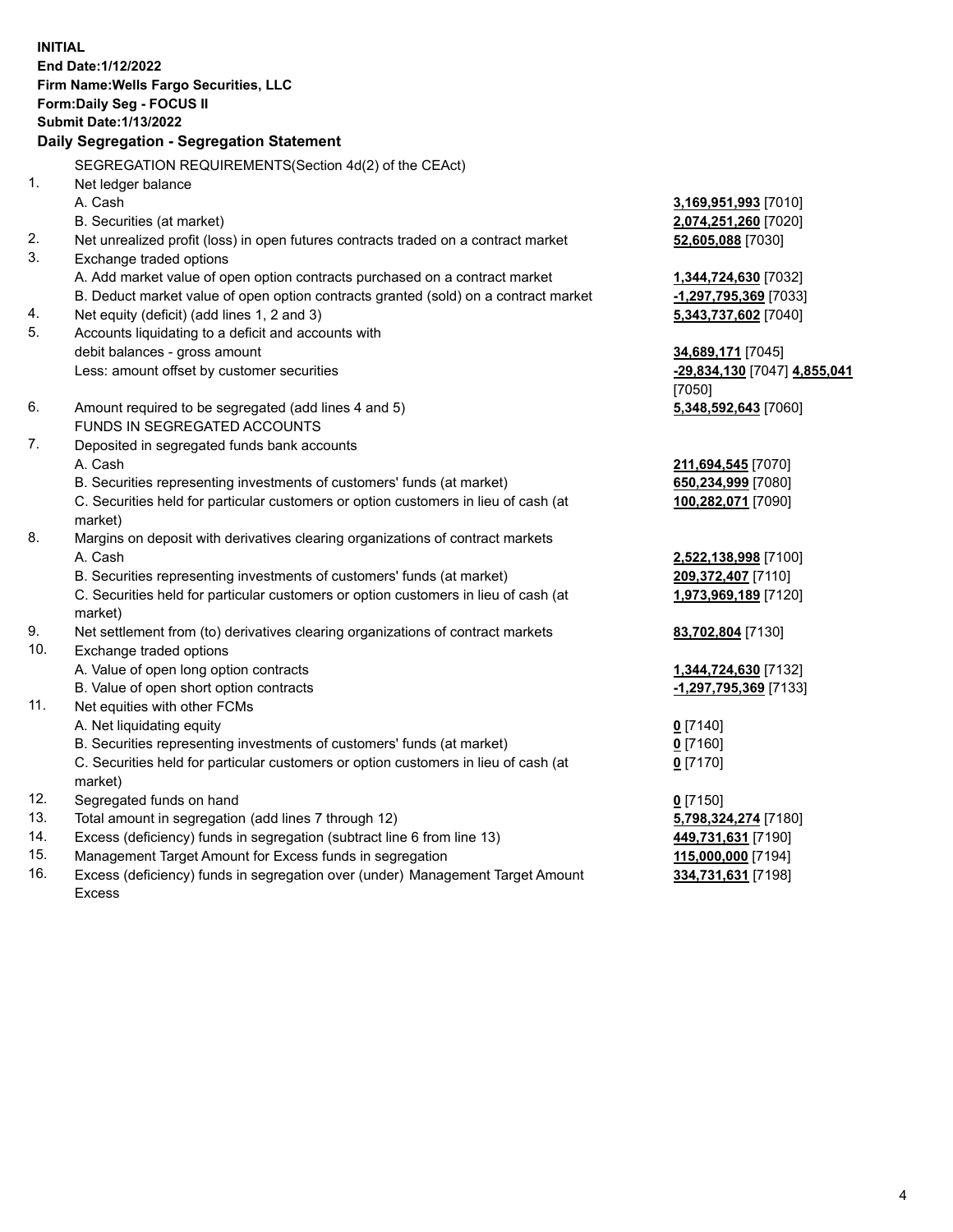**INITIAL**
**End Date:1/12/2022**
**Firm Name:Wells Fargo Securities, LLC**
**Form:Daily Seg - FOCUS II**
**Submit Date:1/13/2022**

## Daily Segregation - Segregation Statement

| | | |
|---|---|---|
| | SEGREGATION REQUIREMENTS(Section 4d(2) of the CEAct) | |
| 1. | Net ledger balance | |
| | A. Cash | **3,169,951,993** [7010] |
| | B. Securities (at market) | **2,074,251,260** [7020] |
| 2. | Net unrealized profit (loss) in open futures contracts traded on a contract market | **52,605,088** [7030] |
| 3. | Exchange traded options | |
| | A. Add market value of open option contracts purchased on a contract market | **1,344,724,630** [7032] |
| | B. Deduct market value of open option contracts granted (sold) on a contract market | **-1,297,795,369** [7033] |
| 4. | Net equity (deficit) (add lines 1, 2 and 3) | **5,343,737,602** [7040] |
| 5. | Accounts liquidating to a deficit and accounts with debit balances - gross amount | **34,689,171** [7045] |
| | Less: amount offset by customer securities | **-29,834,130** [7047] **4,855,041** [7050] |
| 6. | Amount required to be segregated (add lines 4 and 5) | **5,348,592,643** [7060] |
| | FUNDS IN SEGREGATED ACCOUNTS | |
| 7. | Deposited in segregated funds bank accounts | |
| | A. Cash | **211,694,545** [7070] |
| | B. Securities representing investments of customers' funds (at market) | **650,234,999** [7080] |
| | C. Securities held for particular customers or option customers in lieu of cash (at market) | **100,282,071** [7090] |
| 8. | Margins on deposit with derivatives clearing organizations of contract markets | |
| | A. Cash | **2,522,138,998** [7100] |
| | B. Securities representing investments of customers' funds (at market) | **209,372,407** [7110] |
| | C. Securities held for particular customers or option customers in lieu of cash (at market) | **1,973,969,189** [7120] |
| 9. | Net settlement from (to) derivatives clearing organizations of contract markets | **83,702,804** [7130] |
| 10. | Exchange traded options | |
| | A. Value of open long option contracts | **1,344,724,630** [7132] |
| | B. Value of open short option contracts | **-1,297,795,369** [7133] |
| 11. | Net equities with other FCMs | |
| | A. Net liquidating equity | **0** [7140] |
| | B. Securities representing investments of customers' funds (at market) | **0** [7160] |
| | C. Securities held for particular customers or option customers in lieu of cash (at market) | **0** [7170] |
| 12. | Segregated funds on hand | **0** [7150] |
| 13. | Total amount in segregation (add lines 7 through 12) | **5,798,324,274** [7180] |
| 14. | Excess (deficiency) funds in segregation (subtract line 6 from line 13) | **449,731,631** [7190] |
| 15. | Management Target Amount for Excess funds in segregation | **115,000,000** [7194] |
| 16. | Excess (deficiency) funds in segregation over (under) Management Target Amount Excess | **334,731,631** [7198] |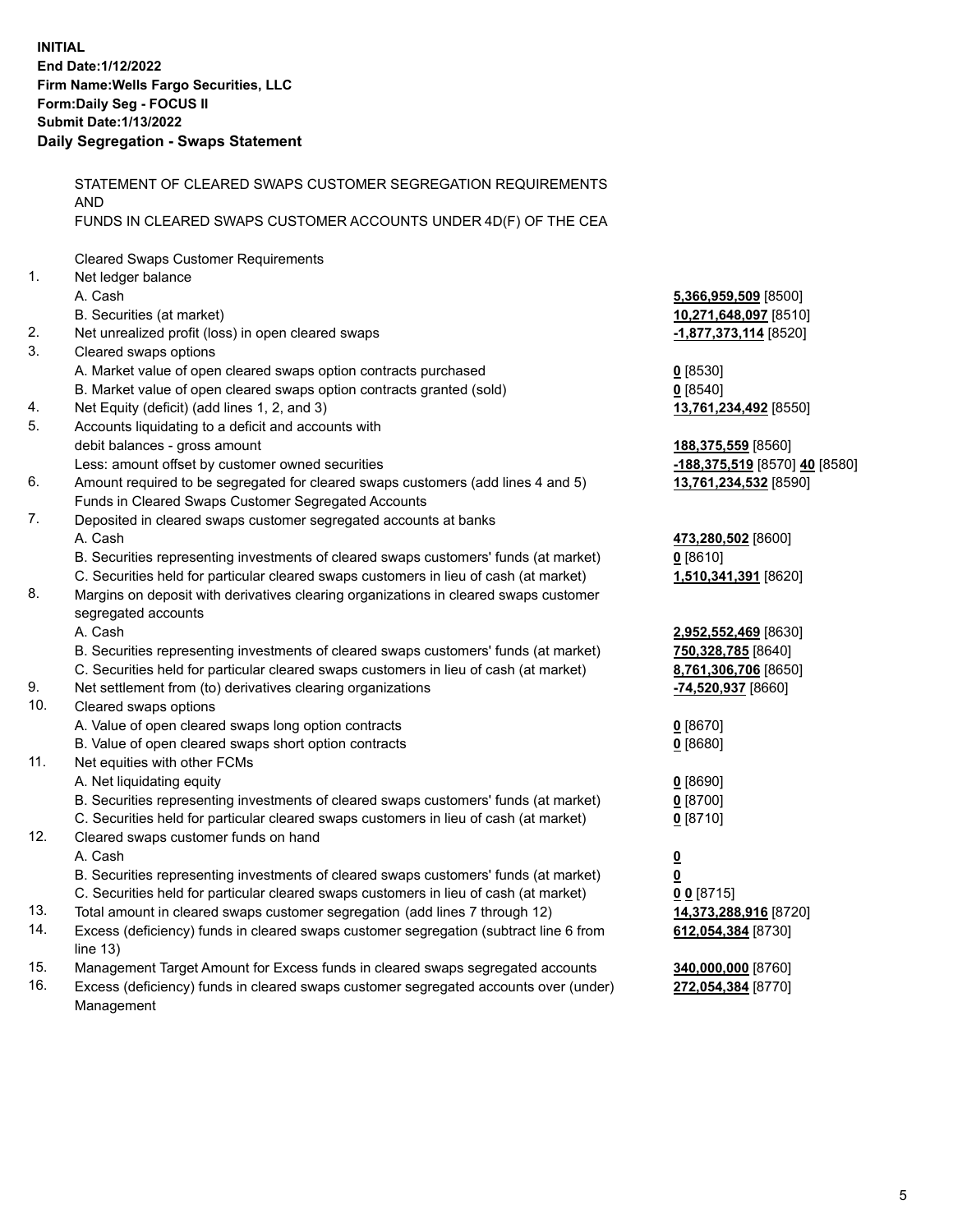**INITIAL**
**End Date:1/12/2022**
**Firm Name:Wells Fargo Securities, LLC**
**Form:Daily Seg - FOCUS II**
**Submit Date:1/13/2022**
**Daily Segregation - Swaps Statement**

STATEMENT OF CLEARED SWAPS CUSTOMER SEGREGATION REQUIREMENTS AND FUNDS IN CLEARED SWAPS CUSTOMER ACCOUNTS UNDER 4D(F) OF THE CEA

| | | |
|---|---|---|
| | Cleared Swaps Customer Requirements | |
| 1. | Net ledger balance | |
| | A. Cash | **5,366,959,509** [8500] |
| | B. Securities (at market) | **10,271,648,097** [8510] |
| 2. | Net unrealized profit (loss) in open cleared swaps | **-1,877,373,114** [8520] |
| 3. | Cleared swaps options | |
| | A. Market value of open cleared swaps option contracts purchased | **0** [8530] |
| | B. Market value of open cleared swaps option contracts granted (sold) | **0** [8540] |
| 4. | Net Equity (deficit) (add lines 1, 2, and 3) | **13,761,234,492** [8550] |
| 5. | Accounts liquidating to a deficit and accounts with debit balances - gross amount | **188,375,559** [8560] |
| | Less: amount offset by customer owned securities | **-188,375,519** [8570] **40** [8580] |
| 6. | Amount required to be segregated for cleared swaps customers (add lines 4 and 5) | **13,761,234,532** [8590] |
| | Funds in Cleared Swaps Customer Segregated Accounts | |
| 7. | Deposited in cleared swaps customer segregated accounts at banks | |
| | A. Cash | **473,280,502** [8600] |
| | B. Securities representing investments of cleared swaps customers' funds (at market) | **0** [8610] |
| | C. Securities held for particular cleared swaps customers in lieu of cash (at market) | **1,510,341,391** [8620] |
| 8. | Margins on deposit with derivatives clearing organizations in cleared swaps customer segregated accounts | |
| | A. Cash | **2,952,552,469** [8630] |
| | B. Securities representing investments of cleared swaps customers' funds (at market) | **750,328,785** [8640] |
| | C. Securities held for particular cleared swaps customers in lieu of cash (at market) | **8,761,306,706** [8650] |
| 9. | Net settlement from (to) derivatives clearing organizations | **-74,520,937** [8660] |
| 10. | Cleared swaps options | |
| | A. Value of open cleared swaps long option contracts | **0** [8670] |
| | B. Value of open cleared swaps short option contracts | **0** [8680] |
| 11. | Net equities with other FCMs | |
| | A. Net liquidating equity | **0** [8690] |
| | B. Securities representing investments of cleared swaps customers' funds (at market) | **0** [8700] |
| | C. Securities held for particular cleared swaps customers in lieu of cash (at market) | **0** [8710] |
| 12. | Cleared swaps customer funds on hand | |
| | A. Cash | **0** |
| | B. Securities representing investments of cleared swaps customers' funds (at market) | **0** |
| | C. Securities held for particular cleared swaps customers in lieu of cash (at market) | **0** **0** [8715] |
| 13. | Total amount in cleared swaps customer segregation (add lines 7 through 12) | **14,373,288,916** [8720] |
| 14. | Excess (deficiency) funds in cleared swaps customer segregation (subtract line 6 from line 13) | **612,054,384** [8730] |
| 15. | Management Target Amount for Excess funds in cleared swaps segregated accounts | **340,000,000** [8760] |
| 16. | Excess (deficiency) funds in cleared swaps customer segregated accounts over (under) Management | **272,054,384** [8770] |